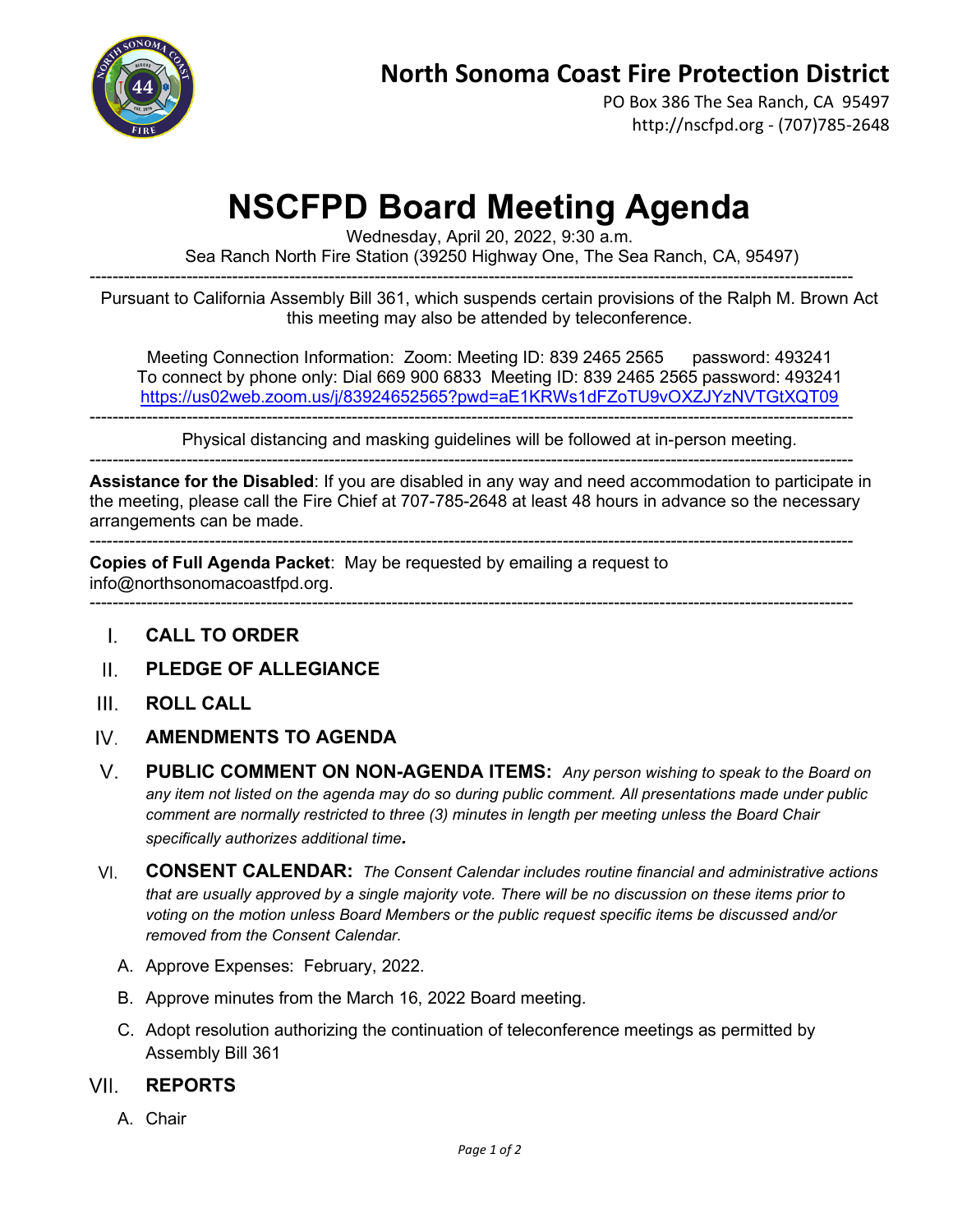# North Sonoma Coast Fire Protection District

PO Box 386 The Sea Ranch, CA 95497
http://nscfpd.org - (707)785-2648

# NSCFPD Board Meeting Agenda

Wednesday, April 20, 2022, 9:30 a.m.
Sea Ranch North Fire Station (39250 Highway One, The Sea Ranch, CA, 95497)

---

Pursuant to California Assembly Bill 361, which suspends certain provisions of the Ralph M. Brown Act this meeting may also be attended by teleconference.

Meeting Connection Information: Zoom: Meeting ID: 839 2465 2565 password: 493241
To connect by phone only: Dial 669 900 6833 Meeting ID: 839 2465 2565 password: 493241
https://us02web.zoom.us/j/83924652565?pwd=aE1KRWs1dFZoTU9vOXZJYzNVTGtXQT09

---

Physical distancing and masking guidelines will be followed at in-person meeting.

---

**Assistance for the Disabled**: If you are disabled in any way and need accommodation to participate in the meeting, please call the Fire Chief at 707-785-2648 at least 48 hours in advance so the necessary arrangements can be made.

---

**Copies of Full Agenda Packet**: May be requested by emailing a request to info@northsonomacoastfpd.org.

---

I. **CALL TO ORDER**

II. **PLEDGE OF ALLEGIANCE**

III. **ROLL CALL**

IV. **AMENDMENTS TO AGENDA**

V. **PUBLIC COMMENT ON NON-AGENDA ITEMS:** *Any person wishing to speak to the Board on any item not listed on the agenda may do so during public comment. All presentations made under public comment are normally restricted to three (3) minutes in length per meeting unless the Board Chair specifically authorizes additional time.*

VI. **CONSENT CALENDAR:** *The Consent Calendar includes routine financial and administrative actions that are usually approved by a single majority vote. There will be no discussion on these items prior to voting on the motion unless Board Members or the public request specific items be discussed and/or removed from the Consent Calendar.*

   A. Approve Expenses: February, 2022.

   B. Approve minutes from the March 16, 2022 Board meeting.

   C. Adopt resolution authorizing the continuation of teleconference meetings as permitted by Assembly Bill 361

VII. **REPORTS**

   A. Chair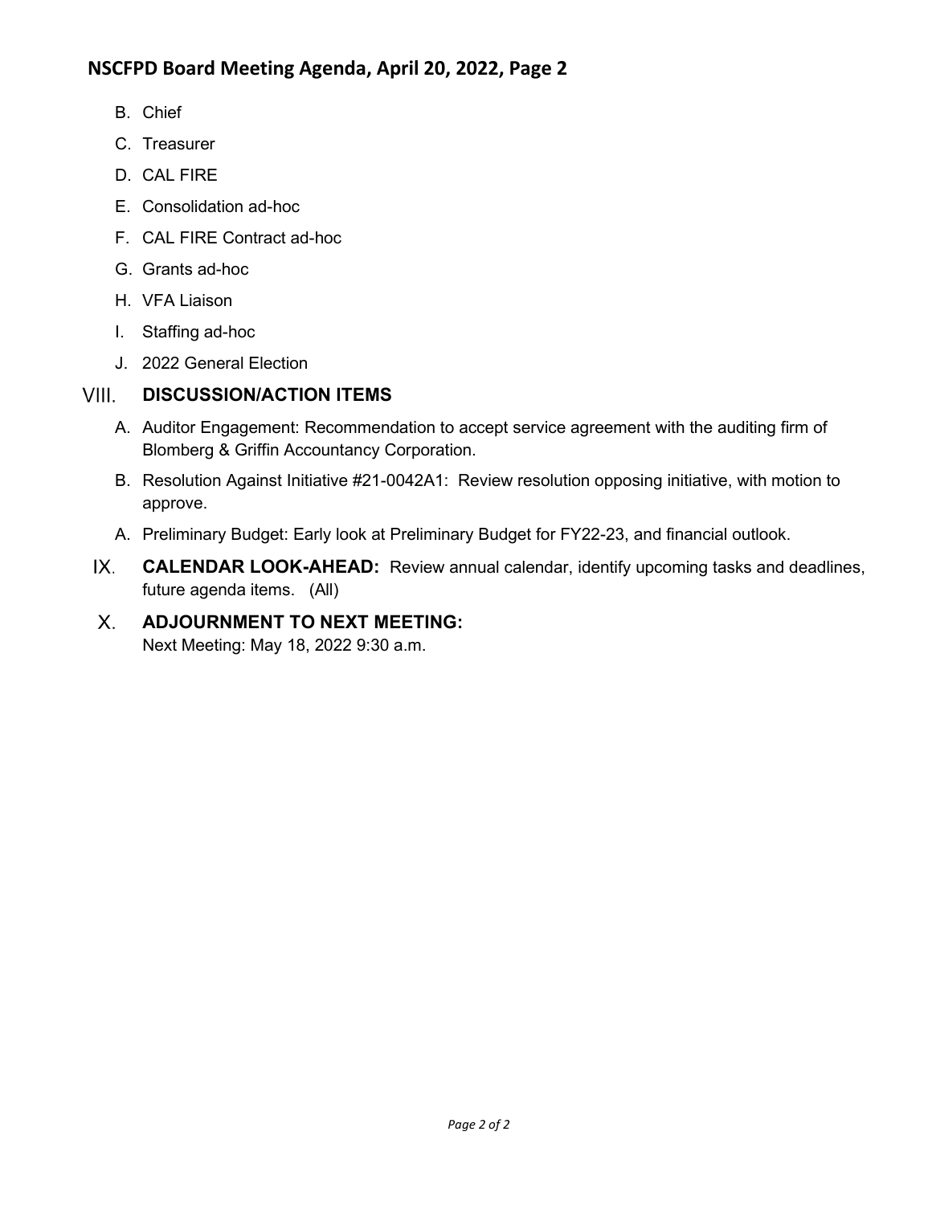B. Chief

C. Treasurer

D. CAL FIRE

E. Consolidation ad-hoc

F. CAL FIRE Contract ad-hoc

G. Grants ad-hoc

H. VFA Liaison

I. Staffing ad-hoc

J. 2022 General Election

## VIII. DISCUSSION/ACTION ITEMS

A. Auditor Engagement: Recommendation to accept service agreement with the auditing firm of Blomberg & Griffin Accountancy Corporation.

B. Resolution Against Initiative #21-0042A1: Review resolution opposing initiative, with motion to approve.

A. Preliminary Budget: Early look at Preliminary Budget for FY22-23, and financial outlook.

## IX. CALENDAR LOOK-AHEAD:

Review annual calendar, identify upcoming tasks and deadlines, future agenda items. (All)

## X. ADJOURNMENT TO NEXT MEETING:

Next Meeting: May 18, 2022 9:30 a.m.